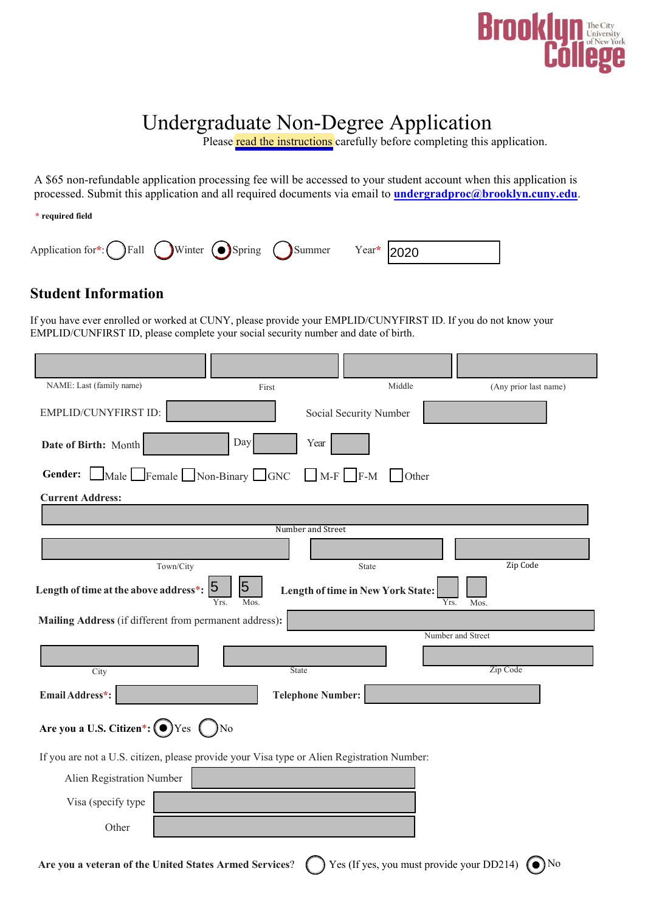Brooklyn College
The City University of New York

# Undergraduate Non-Degree Application

Please read the instructions carefully before completing this application.

A $65 non-refundable application processing fee will be accessed to your student account when this application is processed. Submit this application and all required documents via email to **undergradproc@brooklyn.cuny.edu**.

\* **required field**

Application for\*: ( ) Fall ( ) Winter (•) Spring ( ) Summer Year\* 2020

## Student Information

If you have ever enrolled or worked at CUNY, please provide your EMPLID/CUNYFIRST ID. If you do not know your EMPLID/CUNFIRST ID, please complete your social security number and date of birth.

NAME: Last (family name) ______ First ______ Middle ______ (Any prior last name) ______

EMPLID/CUNYFIRST ID: ______ Social Security Number ______

**Date of Birth:** Month ______ Day ______ Year ______

**Gender:** ☐ Male ☐ Female ☐ Non-Binary ☐ GNC ☐ M-F ☐ F-M ☐ Other

**Current Address:**

Number and Street ______

Town/City ______ State ______ Zip Code ______

**Length of time at the above address\*:** 5 Yrs. 5 Mos. **Length of time in New York State:** ______ Yrs. ______ Mos.

**Mailing Address** (if different from permanent address): Number and Street ______

City ______ State ______ Zip Code ______

**Email Address\*:** ______ **Telephone Number:** ______

**Are you a U.S. Citizen\*:** (•) Yes ( ) No

If you are not a U.S. citizen, please provide your Visa type or Alien Registration Number:

Alien Registration Number ______

Visa (specify type ______

Other ______

**Are you a veteran of the United States Armed Services?** ( ) Yes (If yes, you must provide your DD214) (•) No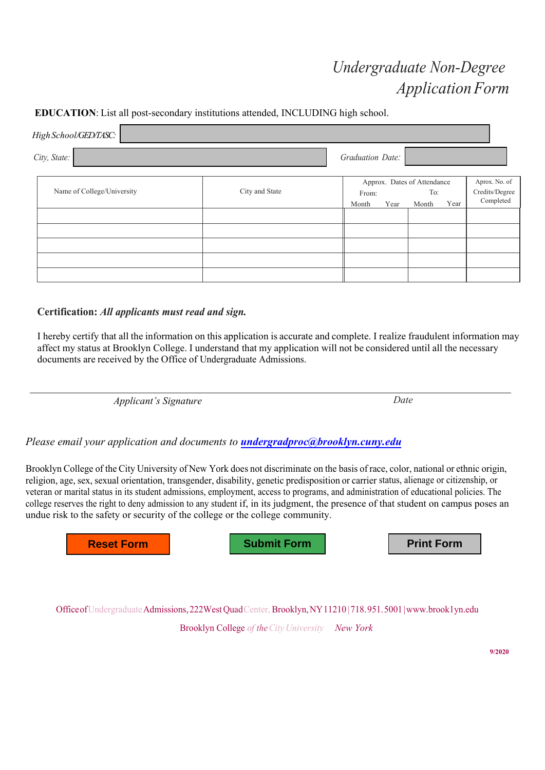# *Undergraduate Non-Degree Application Form*

**EDUCATION**: List all post-secondary institutions attended, INCLUDING high school.

*High School/GED/TASC:*

*City, State:* *Graduation Date:*

| Name of College/University | City and State | Approx. Dates of Attendance From: Month | Year | To: Month | Year | Aprox. No. of Credits/Degree Completed |
|---|---|---|---|---|---|---|
| | | | | | | |
| | | | | | | |
| | | | | | | |
| | | | | | | |
| | | | | | | |

**Certification:** ***All applicants must read and sign.***

I hereby certify that all the information on this application is accurate and complete. I realize fraudulent information may affect my status at Brooklyn College. I understand that my application will not be considered until all the necessary documents are received by the Office of Undergraduate Admissions.

*Applicant's Signature* *Date*

*Please email your application and documents to* ***undergradproc@brooklyn.cuny.edu***

Brooklyn College of the City University of New York does not discriminate on the basis of race, color, national or ethnic origin, religion, age, sex, sexual orientation, transgender, disability, genetic predisposition or carrier status, alienage or citizenship, or veteran or marital status in its student admissions, employment, access to programs, and administration of educational policies. The college reserves the right to deny admission to any student if, in its judgment, the presence of that student on campus poses an undue risk to the safety or security of the college or the college community.

Reset Form | Submit Form | Print Form

Office of Undergraduate Admissions, 222 West Quad Center, Brooklyn, NY 11210 | 718.951.5001 | www.brook1yn.edu

Brooklyn College *of the City University New York*

9/2020